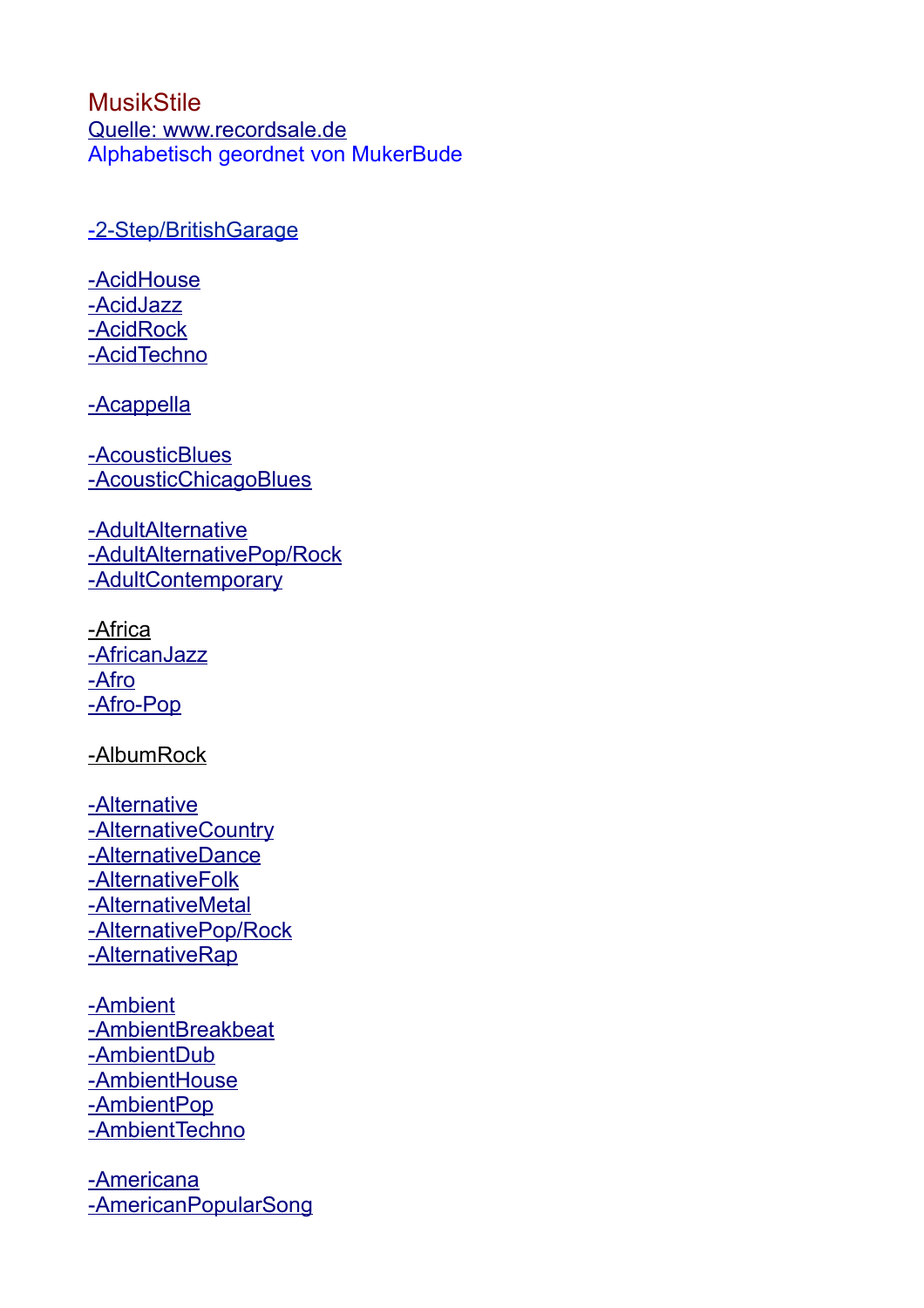# MusikStile

Quelle: www.recordsale.de

Alphabetisch geordnet von MukerBude

-2-Step/BritishGarage

-AcidHouse
-AcidJazz
-AcidRock
-AcidTechno

-Acappella

-AcousticBlues
-AcousticChicagoBlues

-AdultAlternative
-AdultAlternativePop/Rock
-AdultContemporary

-Africa
-AfricanJazz
-Afro
-Afro-Pop

-AlbumRock

-Alternative
-AlternativeCountry
-AlternativeDance
-AlternativeFolk
-AlternativeMetal
-AlternativePop/Rock
-AlternativeRap

-Ambient
-AmbientBreakbeat
-AmbientDub
-AmbientHouse
-AmbientPop
-AmbientTechno

-Americana
-AmericanPopularSong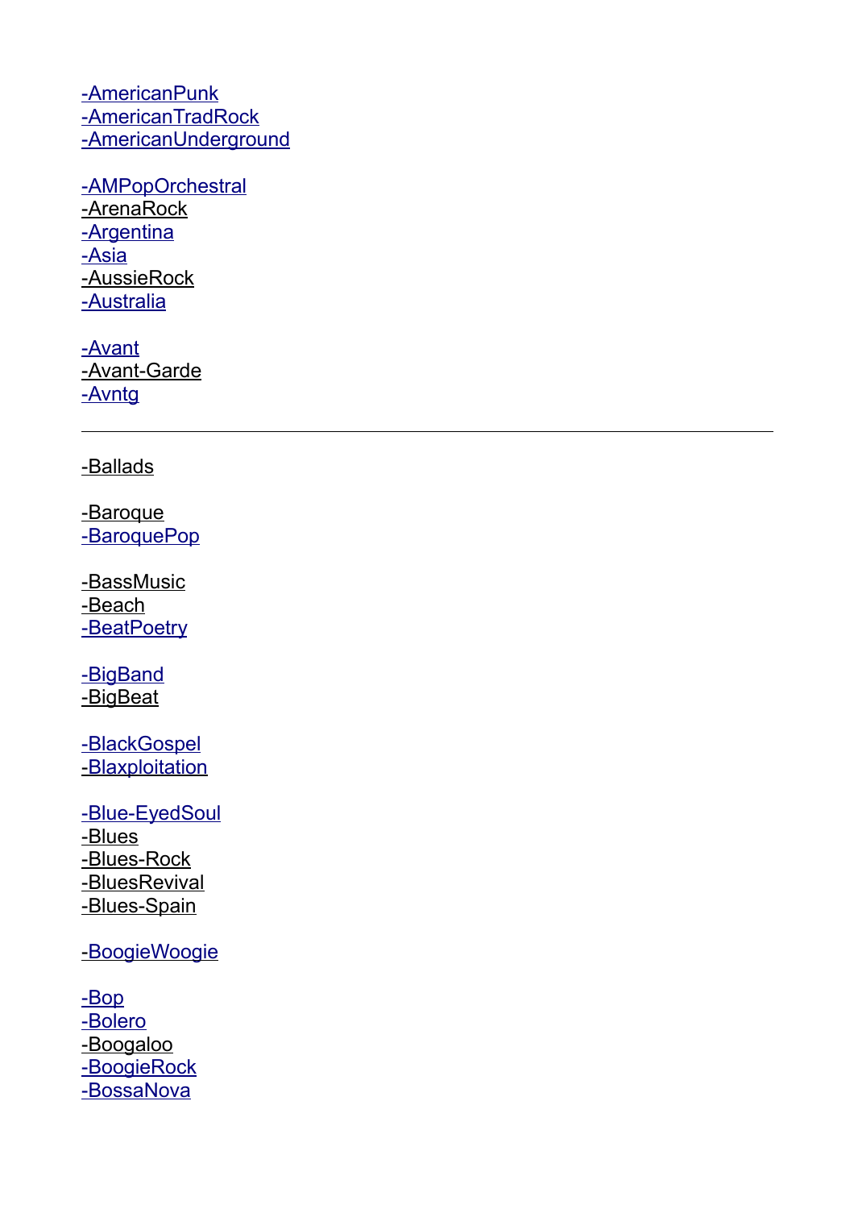-AmericanPunk
-AmericanTradRock
-AmericanUnderground

-AMPopOrchestral
-ArenaRock
-Argentina
-Asia
-AussieRock
-Australia

-Avant
-Avant-Garde
-Avntg

---

-Ballads

-Baroque
-BaroquePop

-BassMusic
-Beach
-BeatPoetry

-BigBand
-BigBeat

-BlackGospel
-Blaxploitation

-Blue-EyedSoul
-Blues
-Blues-Rock
-BluesRevival
-Blues-Spain

-BoogieWoogie

-Bop
-Bolero
-Boogaloo
-BoogieRock
-BossaNova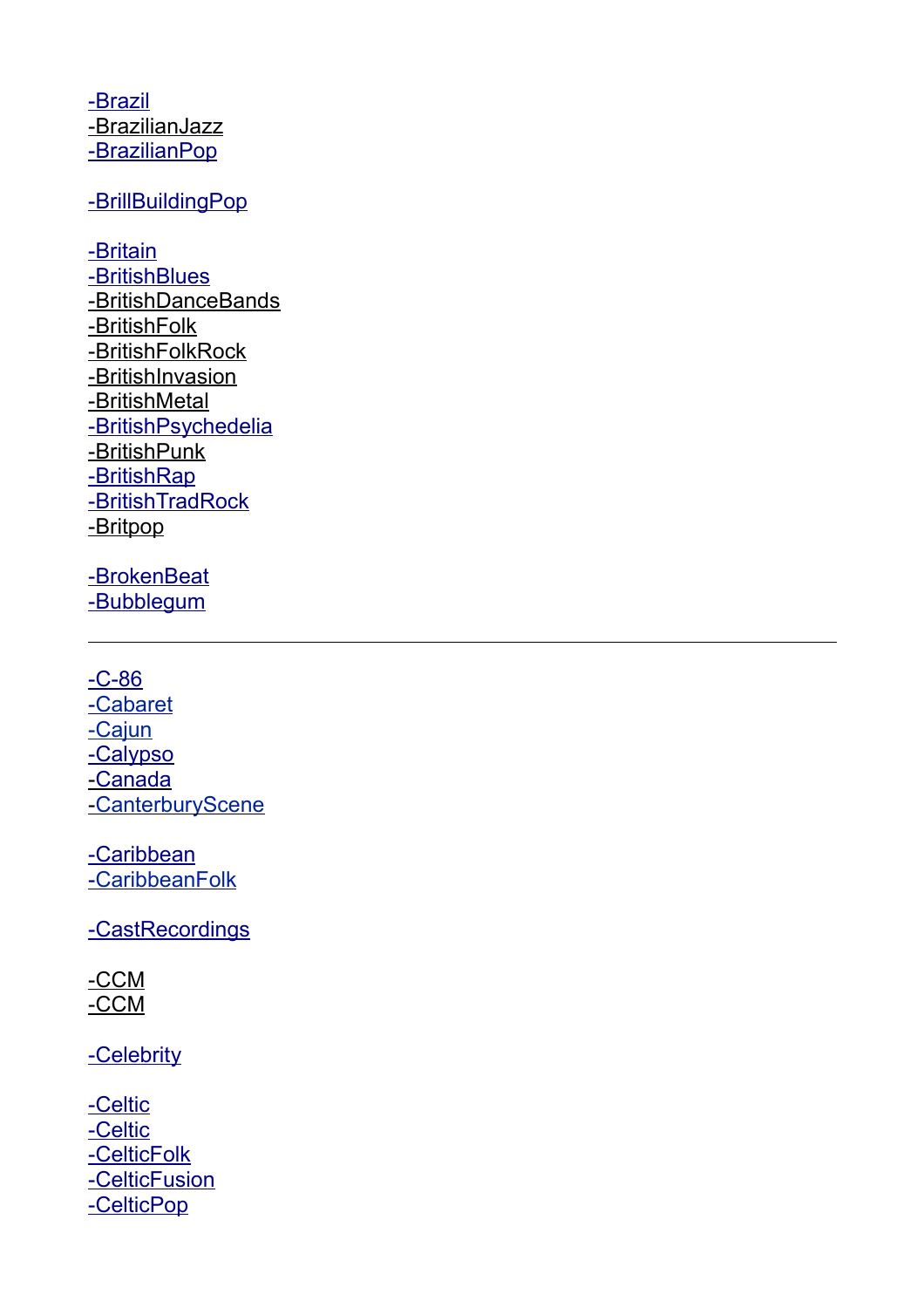-Brazil
-BrazilianJazz
-BrazilianPop

-BrillBuildingPop

-Britain
-BritishBlues
-BritishDanceBands
-BritishFolk
-BritishFolkRock
-BritishInvasion
-BritishMetal
-BritishPsychedelia
-BritishPunk
-BritishRap
-BritishTradRock
-Britpop

-BrokenBeat
-Bubblegum

---

-C-86
-Cabaret
-Cajun
-Calypso
-Canada
-CanterburyScene

-Caribbean
-CaribbeanFolk

-CastRecordings

-CCM
-CCM

-Celebrity

-Celtic
-Celtic
-CelticFolk
-CelticFusion
-CelticPop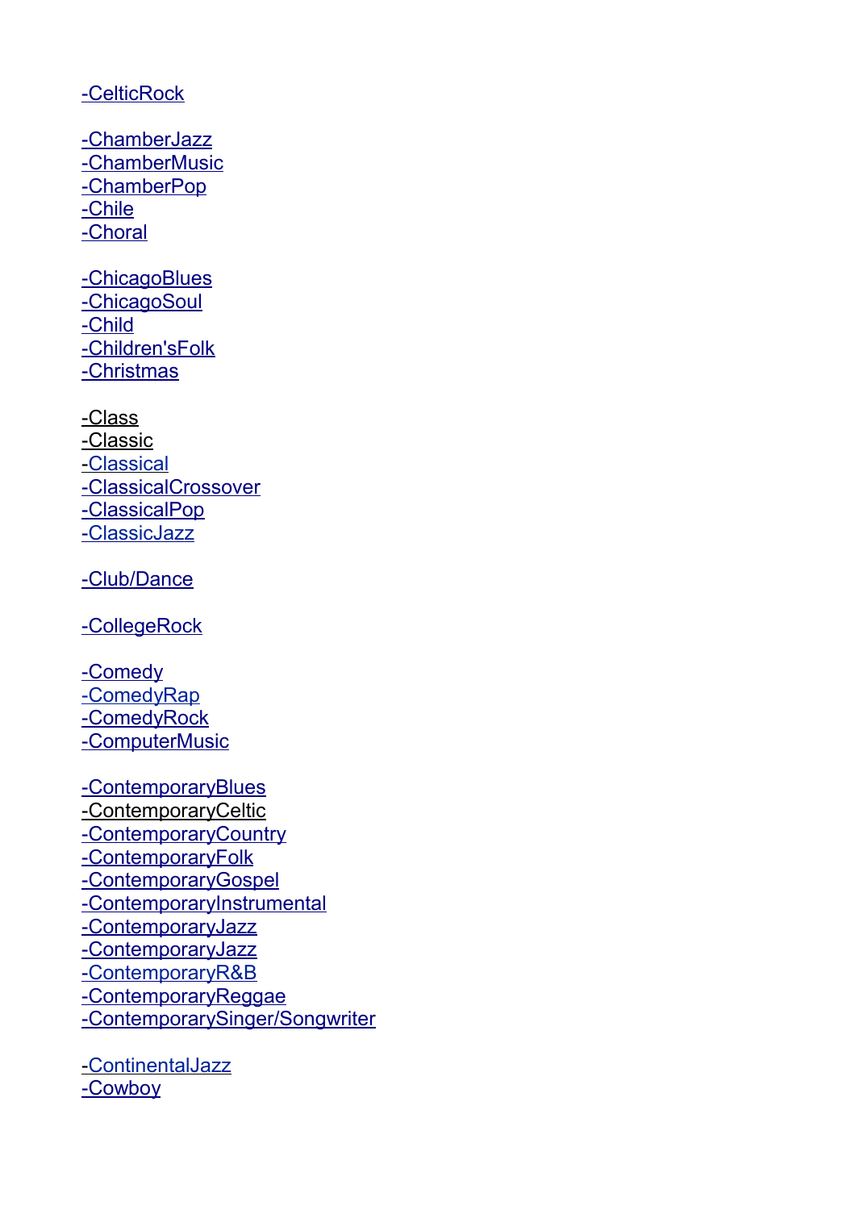-CelticRock

-ChamberJazz
-ChamberMusic
-ChamberPop
-Chile
-Choral

-ChicagoBlues
-ChicagoSoul
-Child
-Children'sFolk
-Christmas

-Class
-Classic
-Classical
-ClassicalCrossover
-ClassicalPop
-ClassicJazz

-Club/Dance

-CollegeRock

-Comedy
-ComedyRap
-ComedyRock
-ComputerMusic

-ContemporaryBlues
-ContemporaryCeltic
-ContemporaryCountry
-ContemporaryFolk
-ContemporaryGospel
-ContemporaryInstrumental
-ContemporaryJazz
-ContemporaryJazz
-ContemporaryR&B
-ContemporaryReggae
-ContemporarySinger/Songwriter

-ContinentalJazz
-Cowboy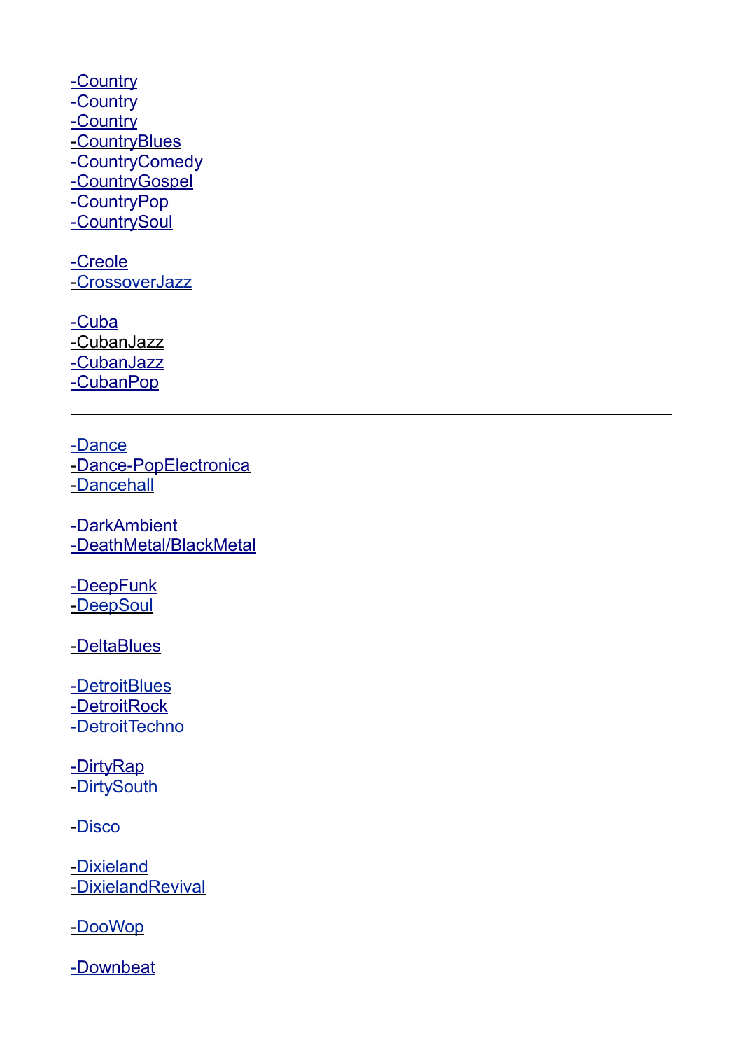-Country
-Country
-Country
-CountryBlues
-CountryComedy
-CountryGospel
-CountryPop
-CountrySoul

-Creole
-CrossoverJazz

-Cuba
-CubanJazz
-CubanJazz
-CubanPop

---

-Dance
-Dance-PopElectronica
-Dancehall

-DarkAmbient
-DeathMetal/BlackMetal

-DeepFunk
-DeepSoul

-DeltaBlues

-DetroitBlues
-DetroitRock
-DetroitTechno

-DirtyRap
-DirtySouth

-Disco

-Dixieland
-DixielandRevival

-DooWop

-Downbeat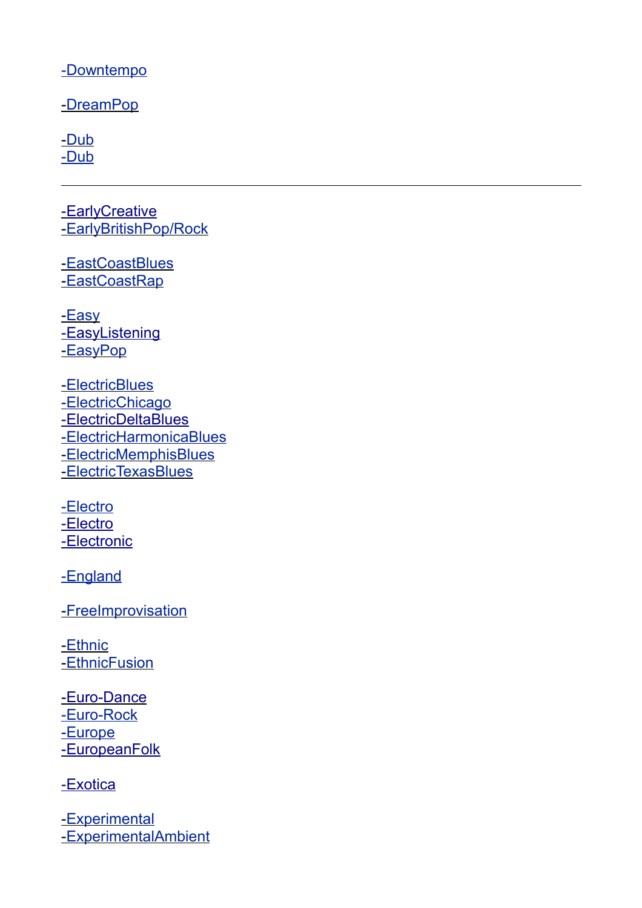-Downtempo

-DreamPop

-Dub
-Dub

---

-EarlyCreative
-EarlyBritishPop/Rock

-EastCoastBlues
-EastCoastRap

-Easy
-EasyListening
-EasyPop

-ElectricBlues
-ElectricChicago
-ElectricDeltaBlues
-ElectricHarmonicaBlues
-ElectricMemphisBlues
-ElectricTexasBlues

-Electro
-Electro
-Electronic

-England

-FreeImprovisation

-Ethnic
-EthnicFusion

-Euro-Dance
-Euro-Rock
-Europe
-EuropeanFolk

-Exotica

-Experimental
-ExperimentalAmbient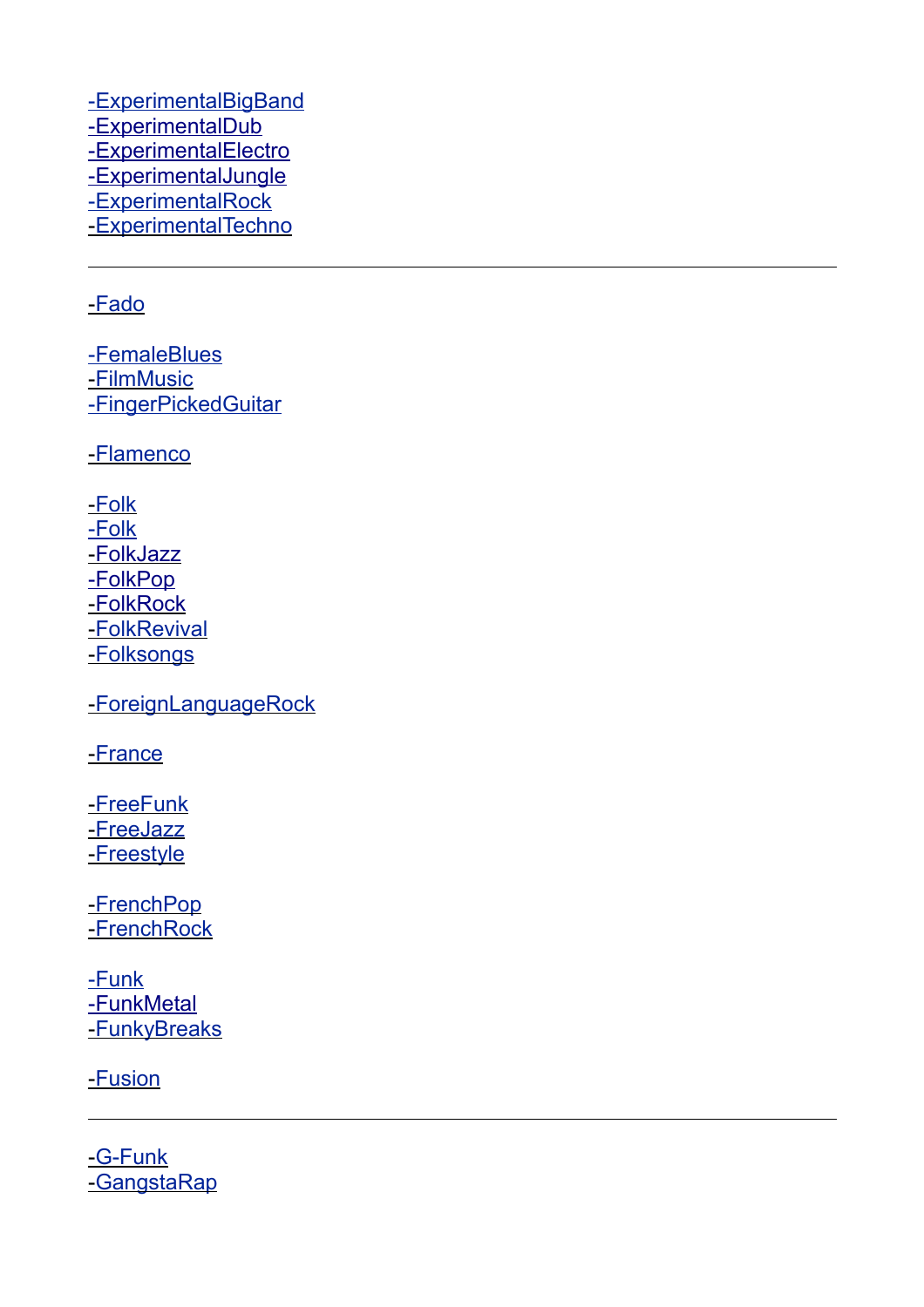-ExperimentalBigBand
-ExperimentalDub
-ExperimentalElectro
-ExperimentalJungle
-ExperimentalRock
-ExperimentalTechno

---

-Fado

-FemaleBlues
-FilmMusic
-FingerPickedGuitar

-Flamenco

-Folk
-Folk
-FolkJazz
-FolkPop
-FolkRock
-FolkRevival
-Folksongs

-ForeignLanguageRock

-France

-FreeFunk
-FreeJazz
-Freestyle

-FrenchPop
-FrenchRock

-Funk
-FunkMetal
-FunkyBreaks

-Fusion

---

-G-Funk
-GangstaRap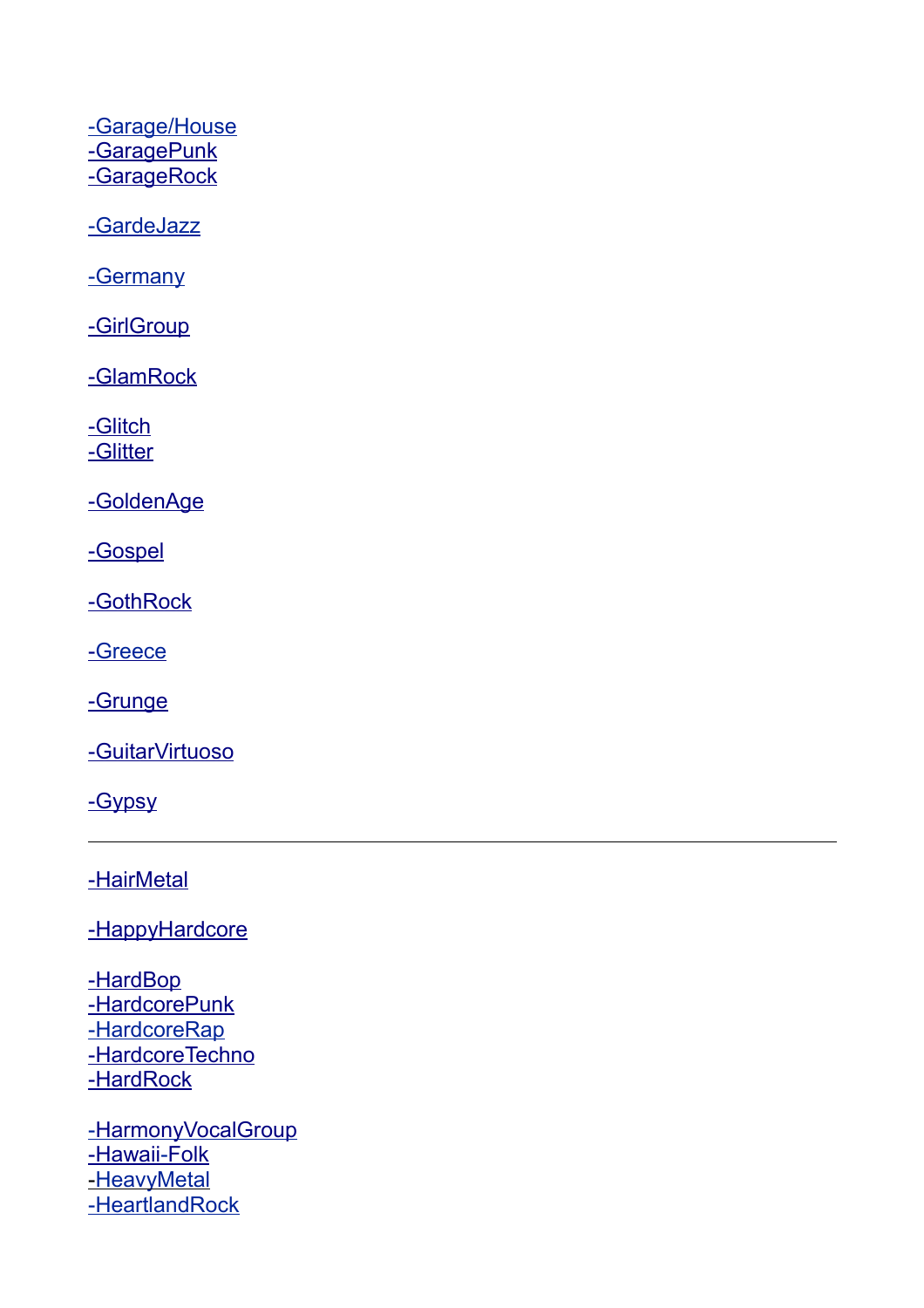-Garage/House
-GaragePunk
-GarageRock

-GardeJazz

-Germany

-GirlGroup

-GlamRock

-Glitch
-Glitter

-GoldenAge

-Gospel

-GothRock

-Greece

-Grunge

-GuitarVirtuoso

-Gypsy

---

-HairMetal

-HappyHardcore

-HardBop
-HardcorePunk
-HardcoreRap
-HardcoreTechno
-HardRock

-HarmonyVocalGroup
-Hawaii-Folk
-HeavyMetal
-HeartlandRock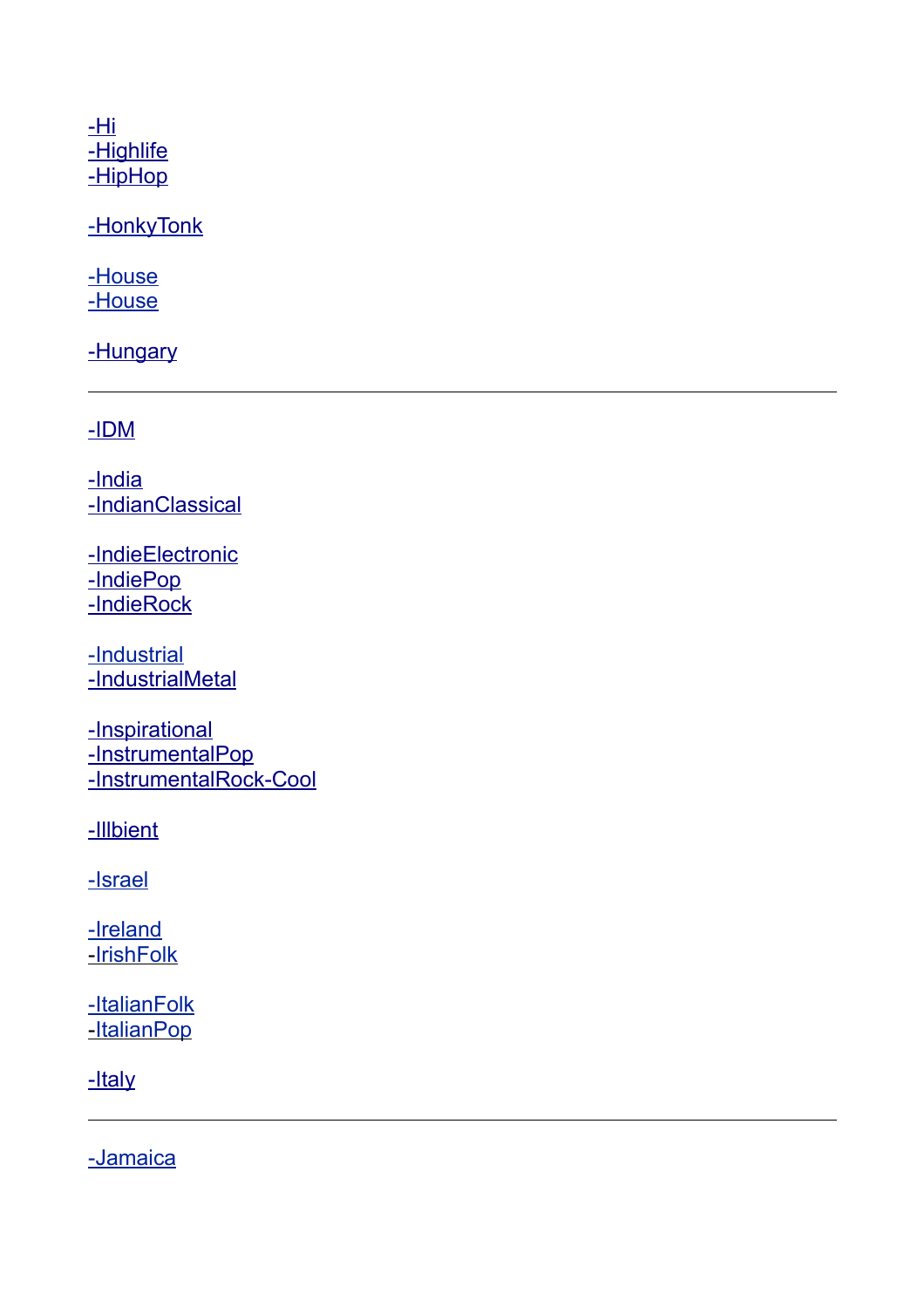-Hi
-Highlife
-HipHop

-HonkyTonk

-House
-House

-Hungary

---

-IDM

-India
-IndianClassical

-IndieElectronic
-IndiePop
-IndieRock

-Industrial
-IndustrialMetal

-Inspirational
-InstrumentalPop
-InstrumentalRock-Cool

-Illbient

-Israel

-Ireland
-IrishFolk

-ItalianFolk
-ItalianPop

-Italy

---

-Jamaica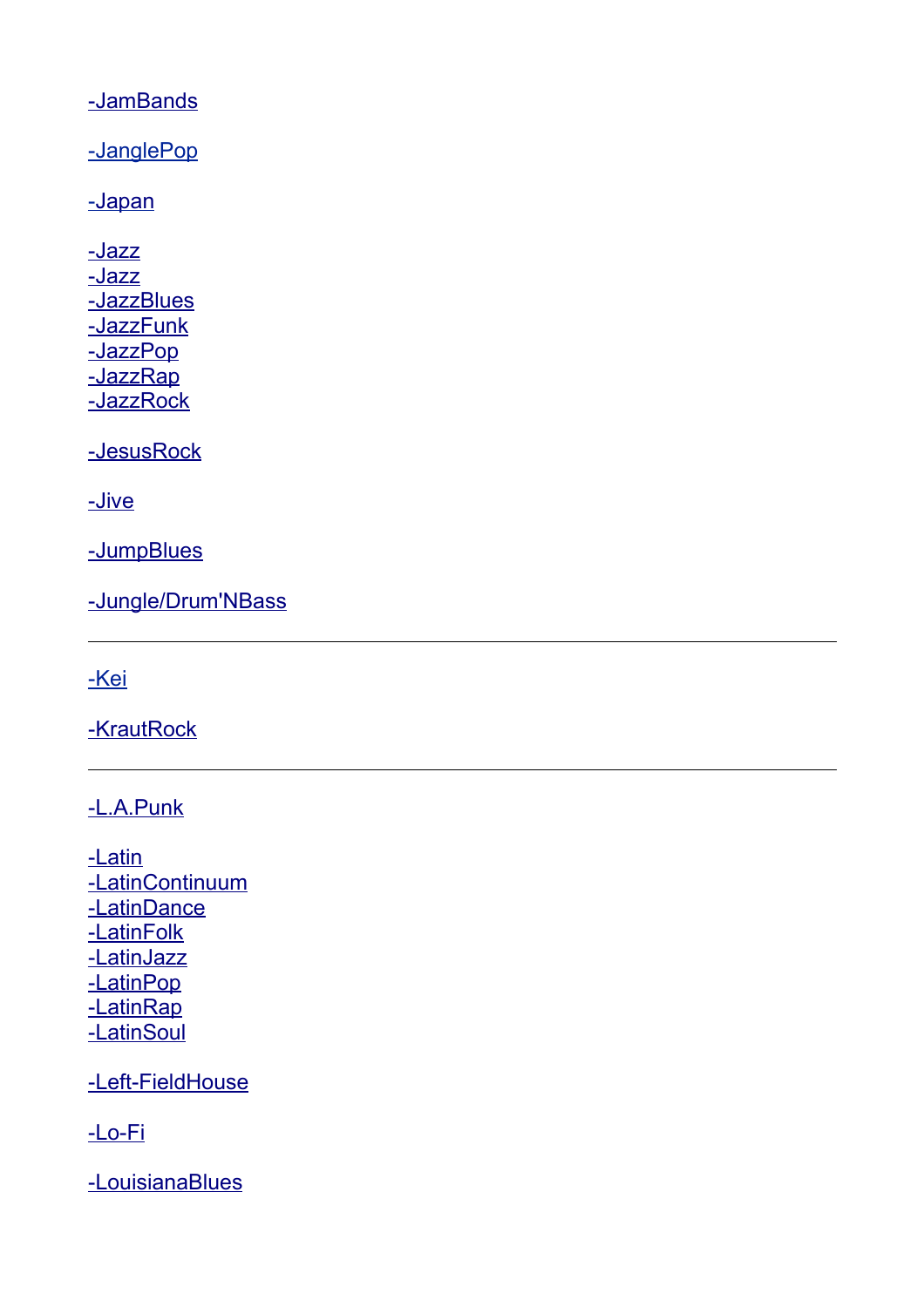-JamBands

-JanglePop

-Japan

-Jazz
-Jazz
-JazzBlues
-JazzFunk
-JazzPop
-JazzRap
-JazzRock

-JesusRock

-Jive

-JumpBlues

-Jungle/Drum'NBass

---

-Kei

-KrautRock

---

-L.A.Punk

-Latin
-LatinContinuum
-LatinDance
-LatinFolk
-LatinJazz
-LatinPop
-LatinRap
-LatinSoul

-Left-FieldHouse

-Lo-Fi

-LouisianaBlues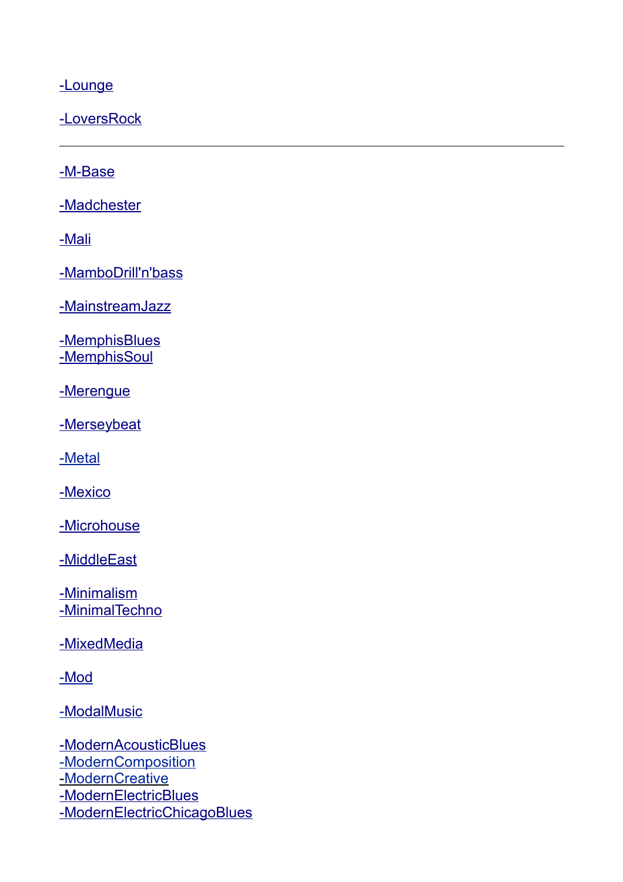-Lounge

-LoversRock

---

-M-Base

-Madchester

-Mali

-MamboDrill'n'bass

-MainstreamJazz

-MemphisBlues
-MemphisSoul

-Merengue

-Merseybeat

-Metal

-Mexico

-Microhouse

-MiddleEast

-Minimalism
-MinimalTechno

-MixedMedia

-Mod

-ModalMusic

-ModernAcousticBlues
-ModernComposition
-ModernCreative
-ModernElectricBlues
-ModernElectricChicagoBlues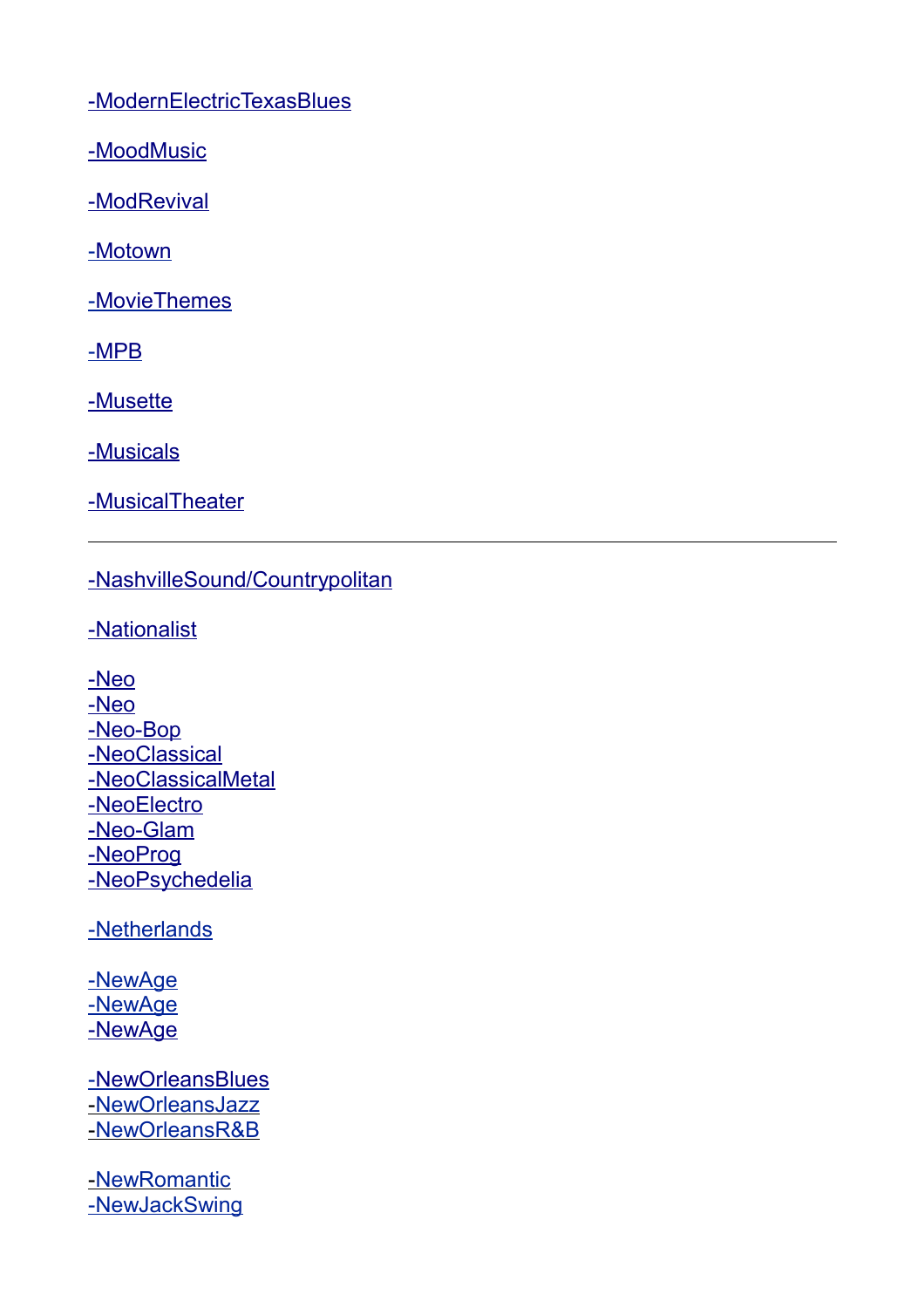-ModernElectricTexasBlues

-MoodMusic

-ModRevival

-Motown

-MovieThemes

-MPB

-Musette

-Musicals

-MusicalTheater

---

-NashvilleSound/Countrypolitan

-Nationalist

-Neo
-Neo
-Neo-Bop
-NeoClassical
-NeoClassicalMetal
-NeoElectro
-Neo-Glam
-NeoProg
-NeoPsychedelia

-Netherlands

-NewAge
-NewAge
-NewAge

-NewOrleansBlues
-NewOrleansJazz
-NewOrleansR&B

-NewRomantic
-NewJackSwing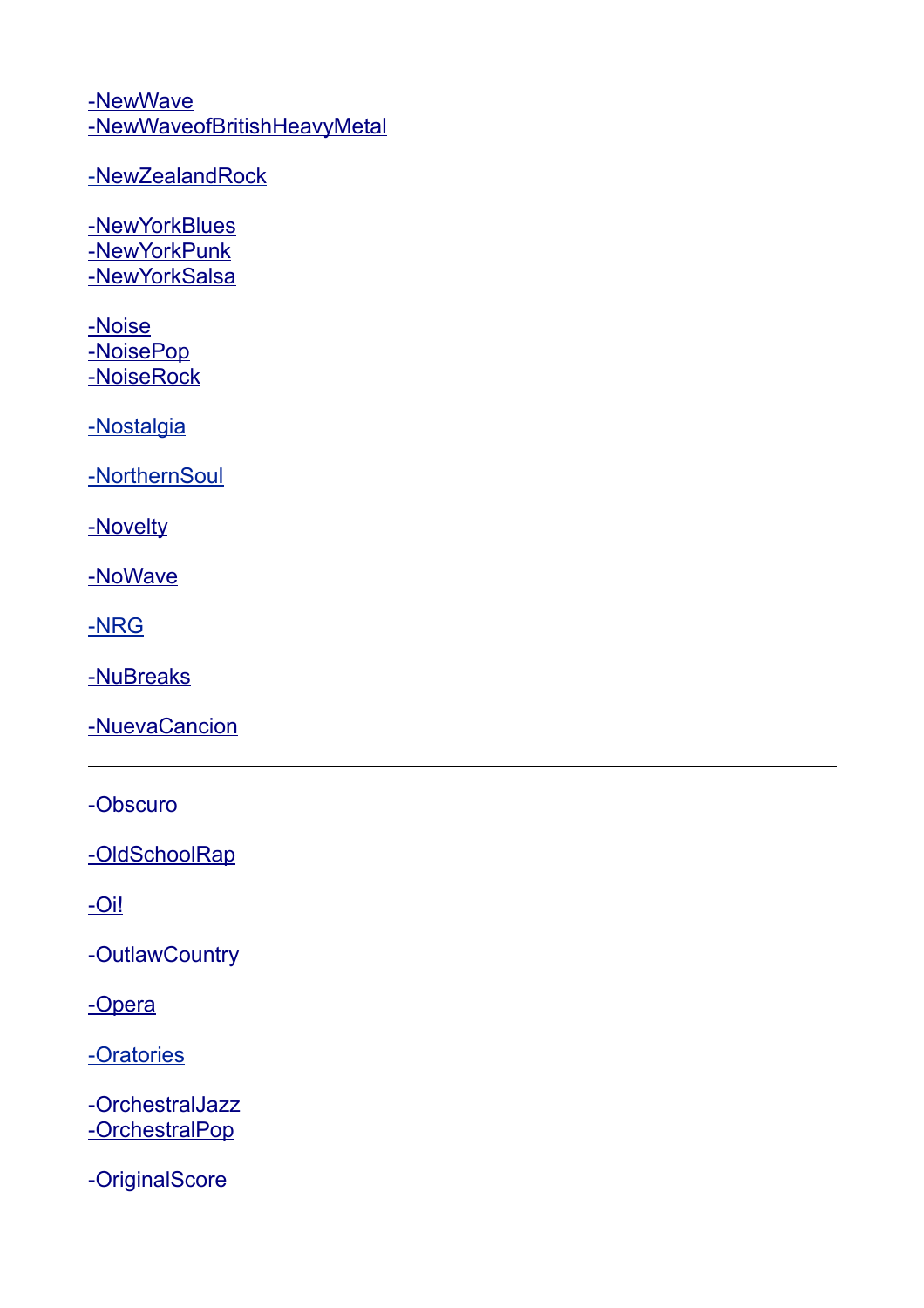-NewWave
-NewWaveofBritishHeavyMetal

-NewZealandRock

-NewYorkBlues
-NewYorkPunk
-NewYorkSalsa

-Noise
-NoisePop
-NoiseRock

-Nostalgia

-NorthernSoul

-Novelty

-NoWave

-NRG

-NuBreaks

-NuevaCancion

---

-Obscuro

-OldSchoolRap

-Oi!

-OutlawCountry

-Opera

-Oratories

-OrchestralJazz
-OrchestralPop

-OriginalScore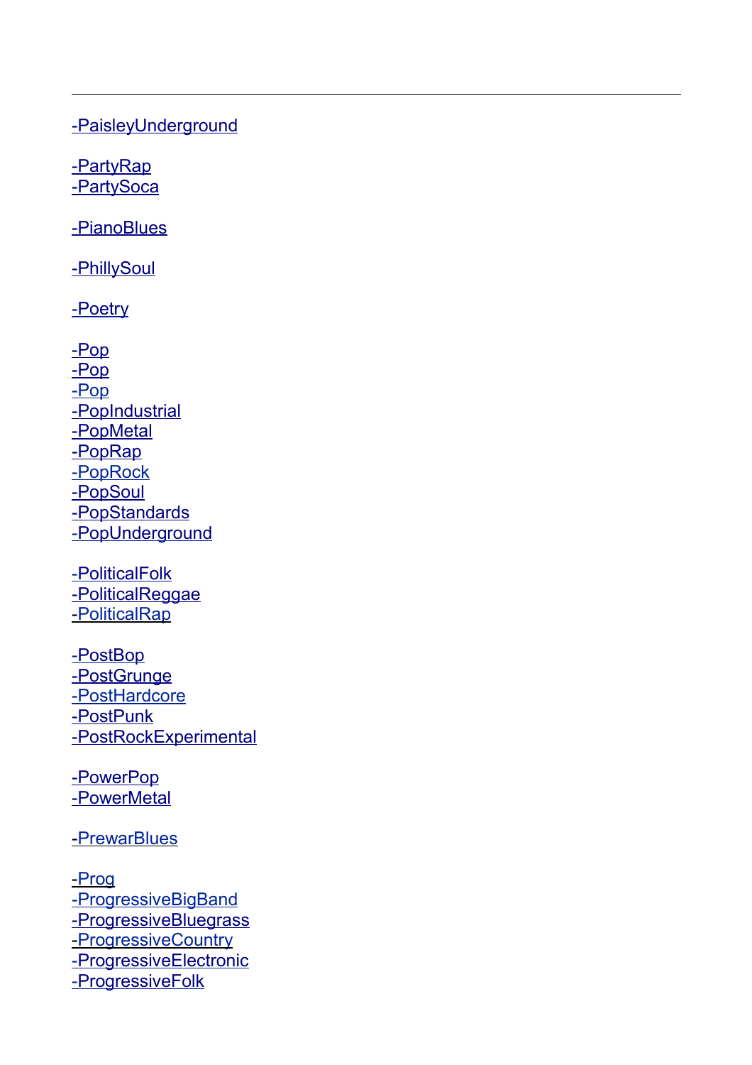---

-PaisleyUnderground

-PartyRap
-PartySoca

-PianoBlues

-PhillySoul

-Poetry

-Pop
-Pop
-Pop
-PopIndustrial
-PopMetal
-PopRap
-PopRock
-PopSoul
-PopStandards
-PopUnderground

-PoliticalFolk
-PoliticalReggae
-PoliticalRap

-PostBop
-PostGrunge
-PostHardcore
-PostPunk
-PostRockExperimental

-PowerPop
-PowerMetal

-PrewarBlues

-Prog
-ProgressiveBigBand
-ProgressiveBluegrass
-ProgressiveCountry
-ProgressiveElectronic
-ProgressiveFolk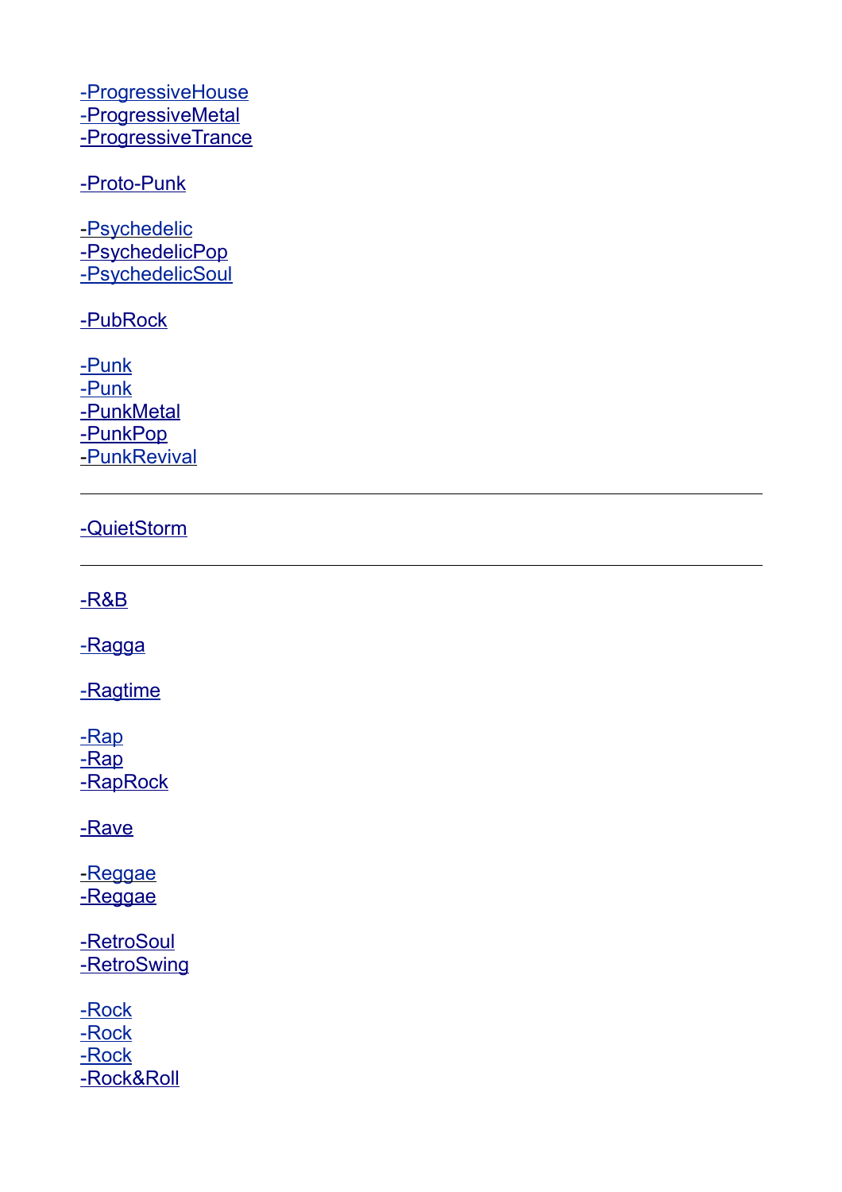-ProgressiveHouse
-ProgressiveMetal
-ProgressiveTrance

-Proto-Punk

-Psychedelic
-PsychedelicPop
-PsychedelicSoul

-PubRock

-Punk
-Punk
-PunkMetal
-PunkPop
-PunkRevival

---

-QuietStorm

---

-R&B

-Ragga

-Ragtime

-Rap
-Rap
-RapRock

-Rave

-Reggae
-Reggae

-RetroSoul
-RetroSwing

-Rock
-Rock
-Rock
-Rock&Roll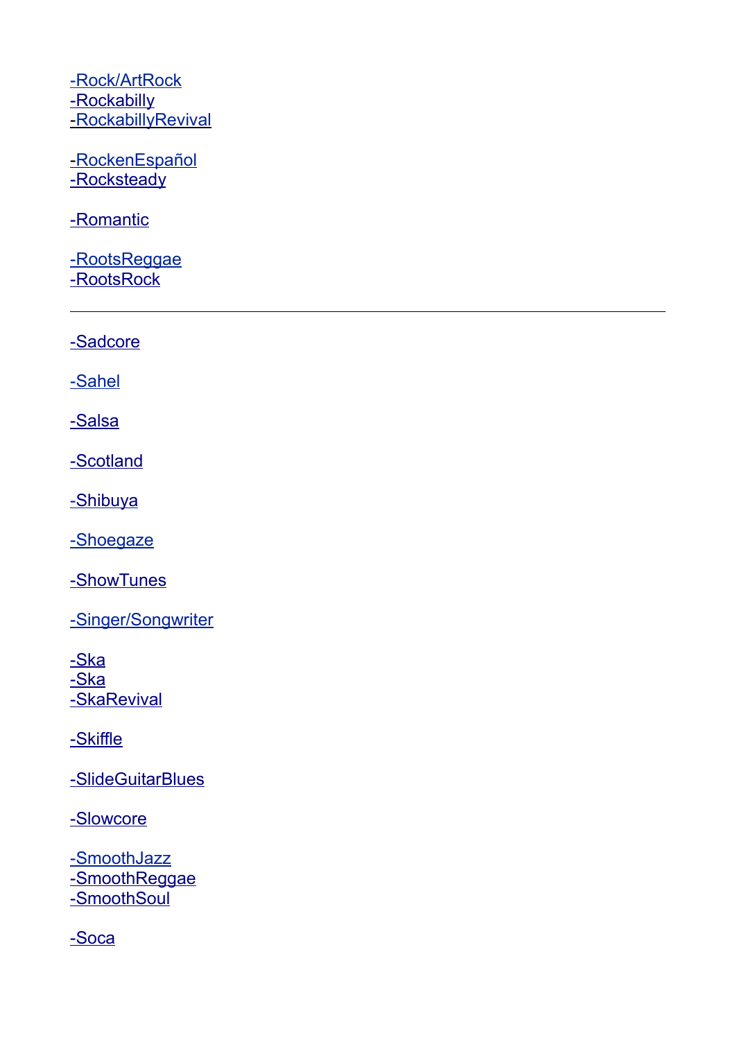-Rock/ArtRock
-Rockabilly
-RockabillyRevival

-RockenEspañol
-Rocksteady

-Romantic

-RootsReggae
-RootsRock

---

-Sadcore

-Sahel

-Salsa

-Scotland

-Shibuya

-Shoegaze

-ShowTunes

-Singer/Songwriter

-Ska
-Ska
-SkaRevival

-Skiffle

-SlideGuitarBlues

-Slowcore

-SmoothJazz
-SmoothReggae
-SmoothSoul

-Soca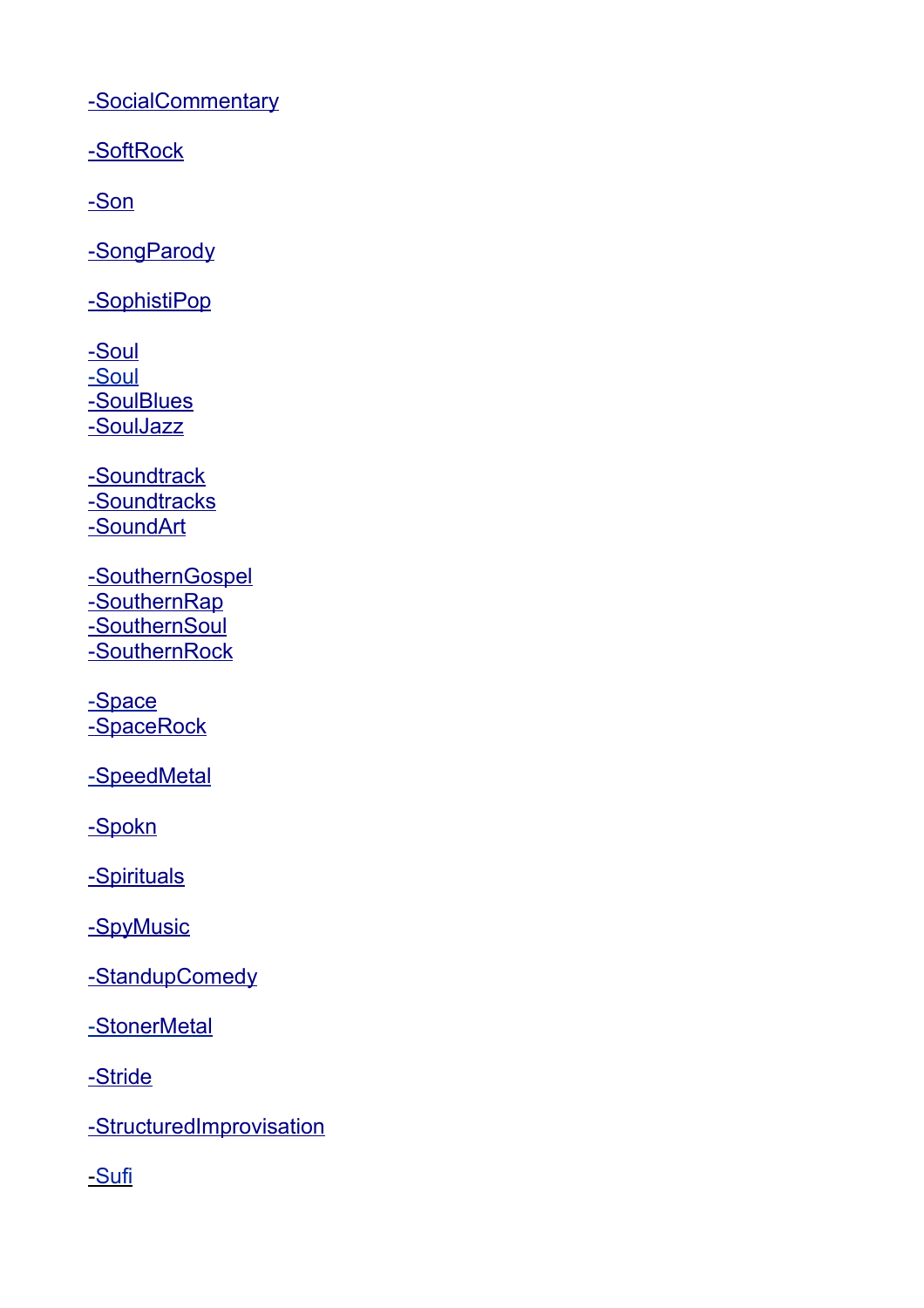-SocialCommentary

-SoftRock

-Son

-SongParody

-SophistiPop

-Soul
-Soul
-SoulBlues
-SoulJazz

-Soundtrack
-Soundtracks
-SoundArt

-SouthernGospel
-SouthernRap
-SouthernSoul
-SouthernRock

-Space
-SpaceRock

-SpeedMetal

-Spokn

-Spirituals

-SpyMusic

-StandupComedy

-StonerMetal

-Stride

-StructuredImprovisation

-Sufi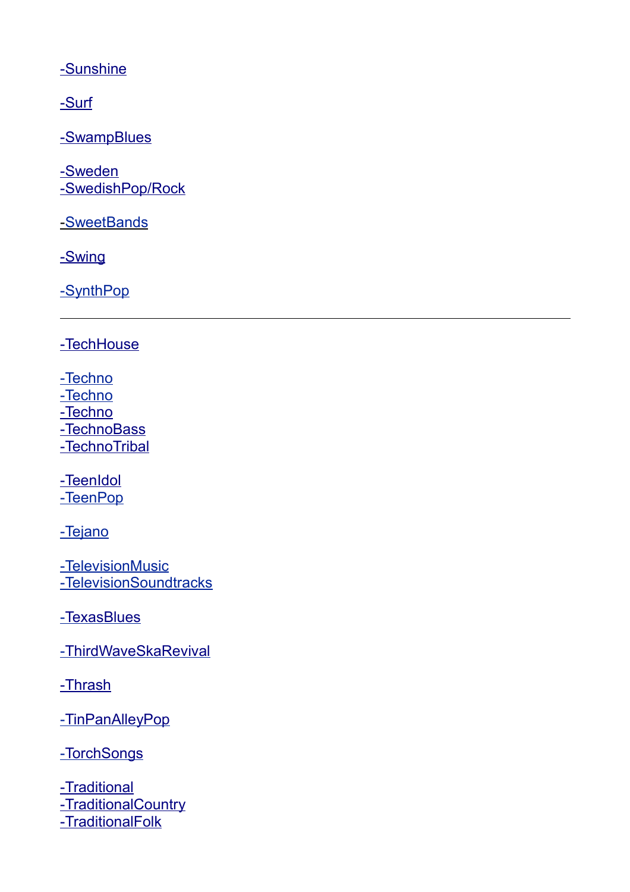-Sunshine

-Surf

-SwampBlues

-Sweden
-SwedishPop/Rock

-SweetBands

-Swing

-SynthPop

---

-TechHouse

-Techno
-Techno
-Techno
-TechnoBass
-TechnoTribal

-TeenIdol
-TeenPop

-Tejano

-TelevisionMusic
-TelevisionSoundtracks

-TexasBlues

-ThirdWaveSkaRevival

-Thrash

-TinPanAlleyPop

-TorchSongs

-Traditional
-TraditionalCountry
-TraditionalFolk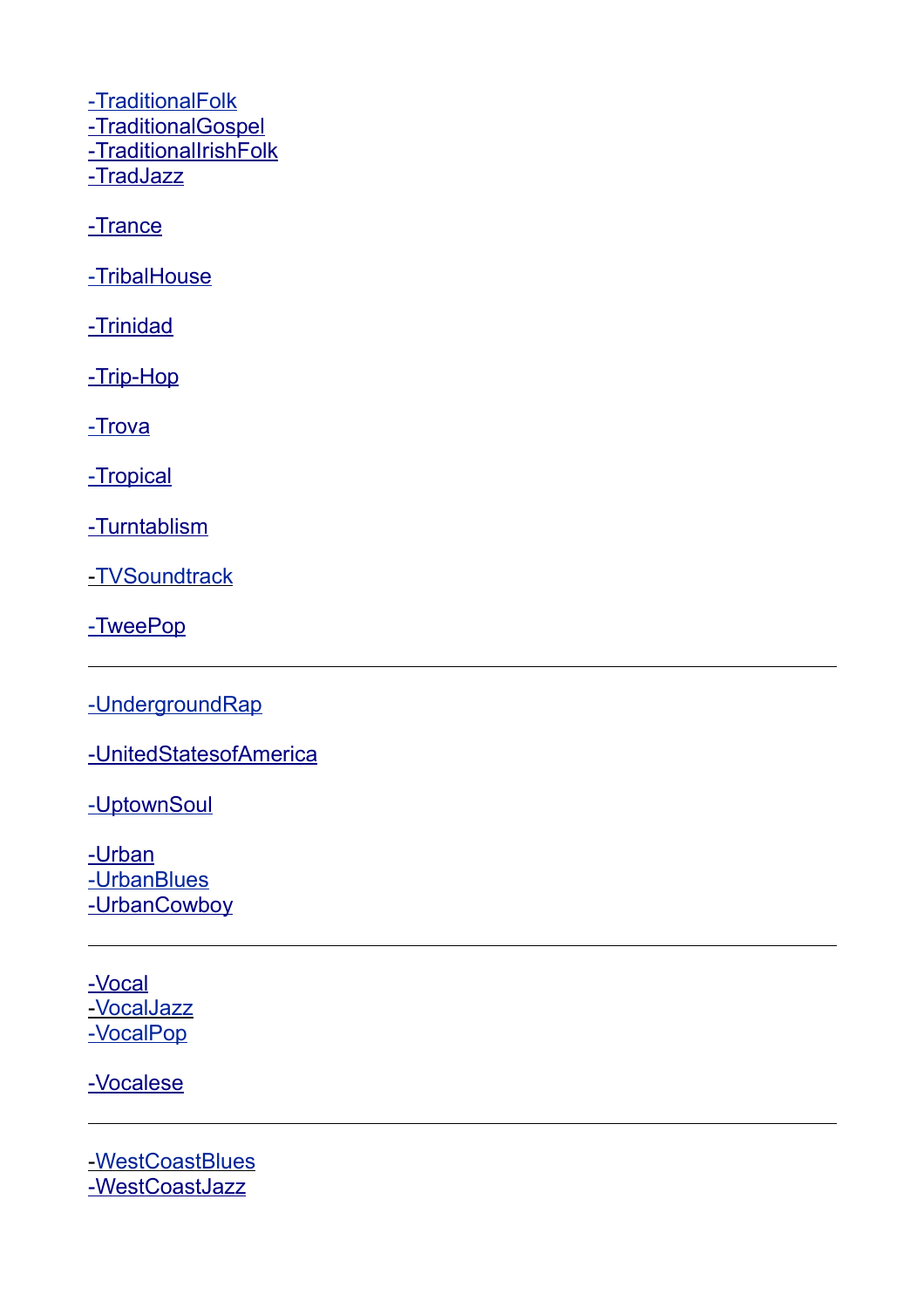-TraditionalFolk
-TraditionalGospel
-TraditionalIrishFolk
-TradJazz

-Trance

-TribalHouse

-Trinidad

-Trip-Hop

-Trova

-Tropical

-Turntablism

-TVSoundtrack

-TweePop

---

-UndergroundRap

-UnitedStatesofAmerica

-UptownSoul

-Urban
-UrbanBlues
-UrbanCowboy

---

-Vocal
-VocalJazz
-VocalPop

-Vocalese

---

-WestCoastBlues
-WestCoastJazz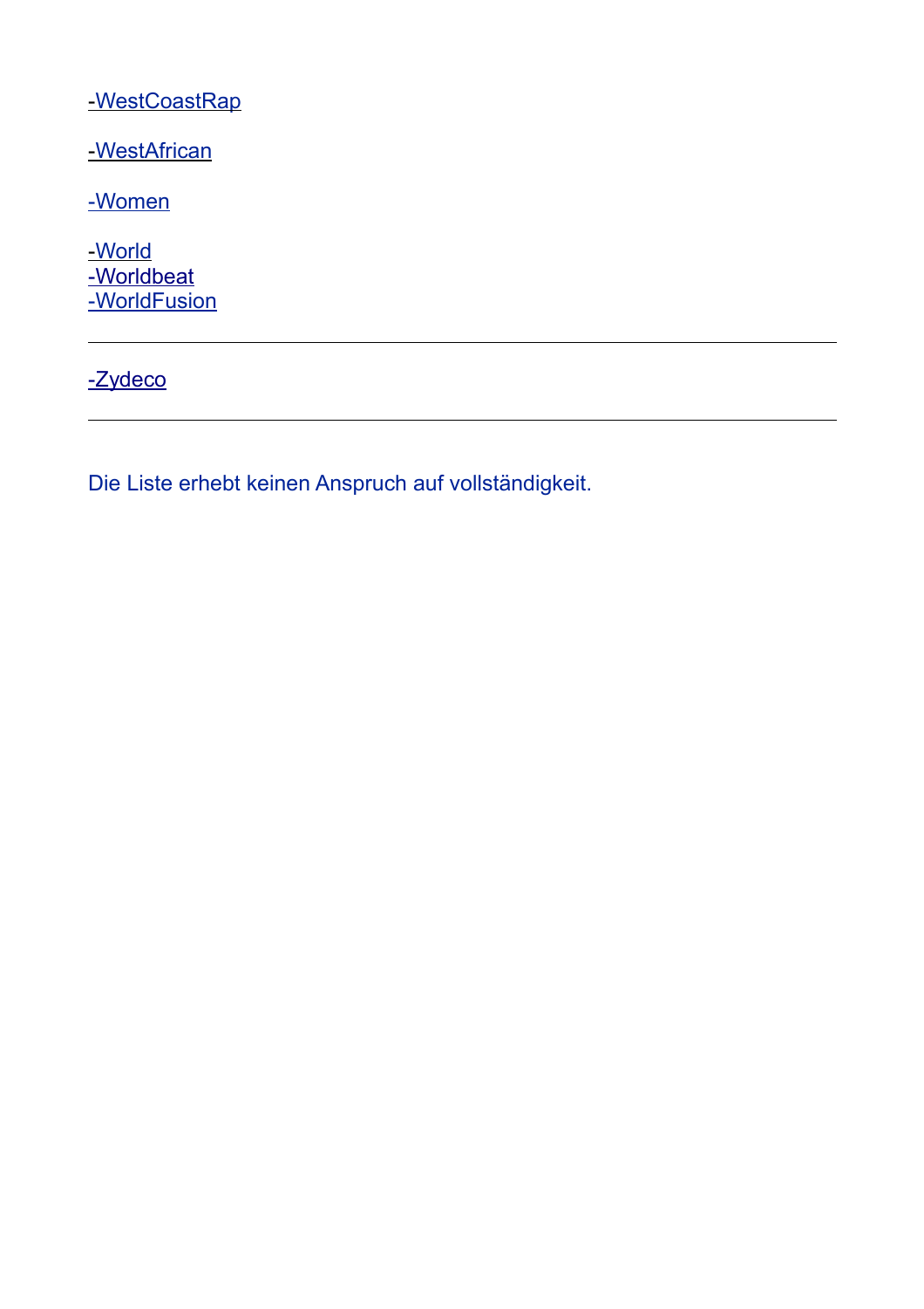-WestCoastRap

-WestAfrican

-Women

-World
-Worldbeat
-WorldFusion

---

-Zydeco

---

Die Liste erhebt keinen Anspruch auf vollständigkeit.